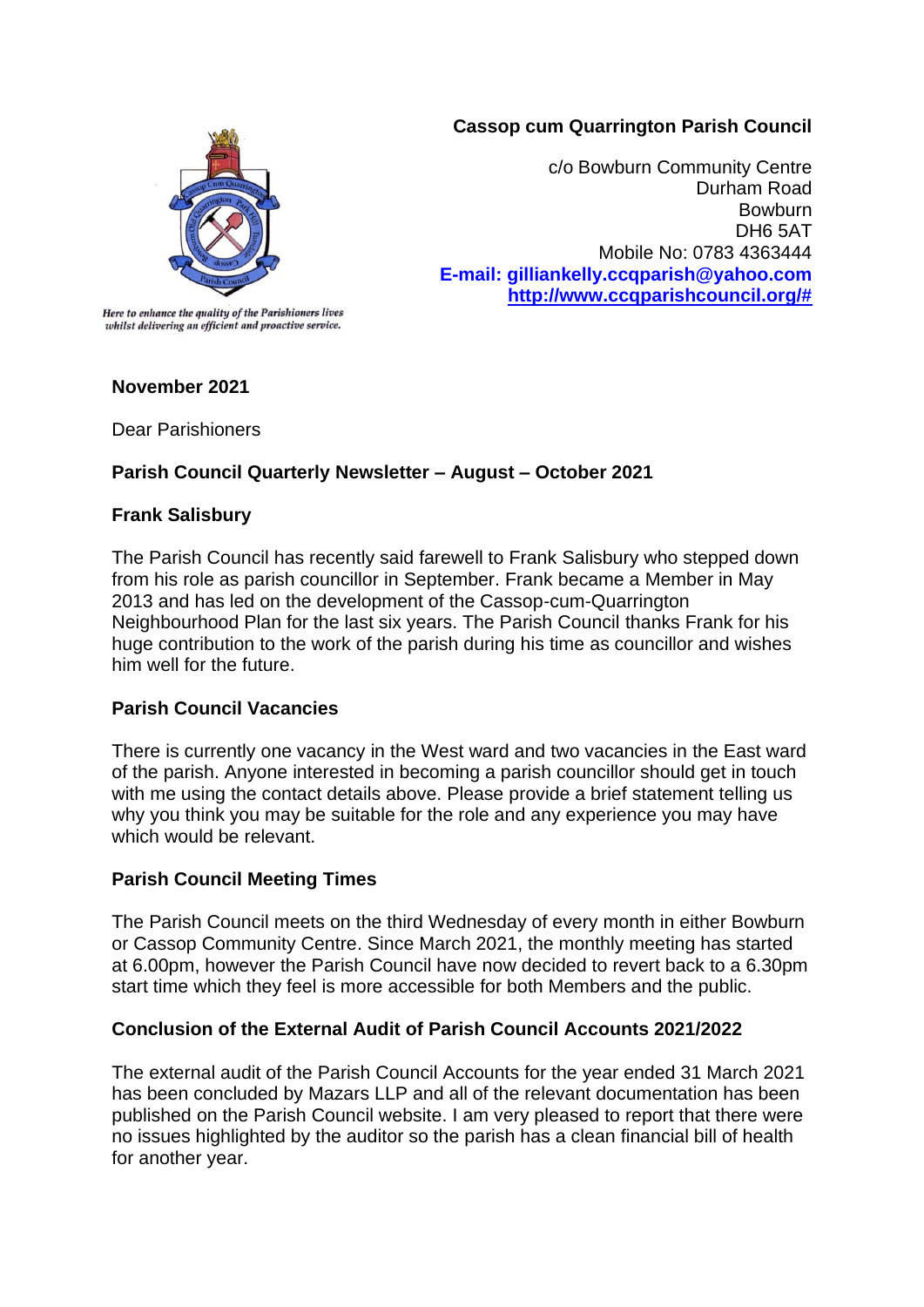*Here to enhance the quality of the Parishioners lives whilst delivering an efficient and proactive service.*

**Cassop cum Quarrington Parish Council**

c/o Bowburn Community Centre
Durham Road
Bowburn
DH6 5AT
Mobile No: 0783 4363444
**E-mail: gilliankelly.ccqparish@yahoo.com**
**http://www.ccqparishcouncil.org/#**

**November 2021**

Dear Parishioners

**Parish Council Quarterly Newsletter – August – October 2021**

**Frank Salisbury**

The Parish Council has recently said farewell to Frank Salisbury who stepped down from his role as parish councillor in September. Frank became a Member in May 2013 and has led on the development of the Cassop-cum-Quarrington Neighbourhood Plan for the last six years. The Parish Council thanks Frank for his huge contribution to the work of the parish during his time as councillor and wishes him well for the future.

**Parish Council Vacancies**

There is currently one vacancy in the West ward and two vacancies in the East ward of the parish. Anyone interested in becoming a parish councillor should get in touch with me using the contact details above. Please provide a brief statement telling us why you think you may be suitable for the role and any experience you may have which would be relevant.

**Parish Council Meeting Times**

The Parish Council meets on the third Wednesday of every month in either Bowburn or Cassop Community Centre. Since March 2021, the monthly meeting has started at 6.00pm, however the Parish Council have now decided to revert back to a 6.30pm start time which they feel is more accessible for both Members and the public.

**Conclusion of the External Audit of Parish Council Accounts 2021/2022**

The external audit of the Parish Council Accounts for the year ended 31 March 2021 has been concluded by Mazars LLP and all of the relevant documentation has been published on the Parish Council website. I am very pleased to report that there were no issues highlighted by the auditor so the parish has a clean financial bill of health for another year.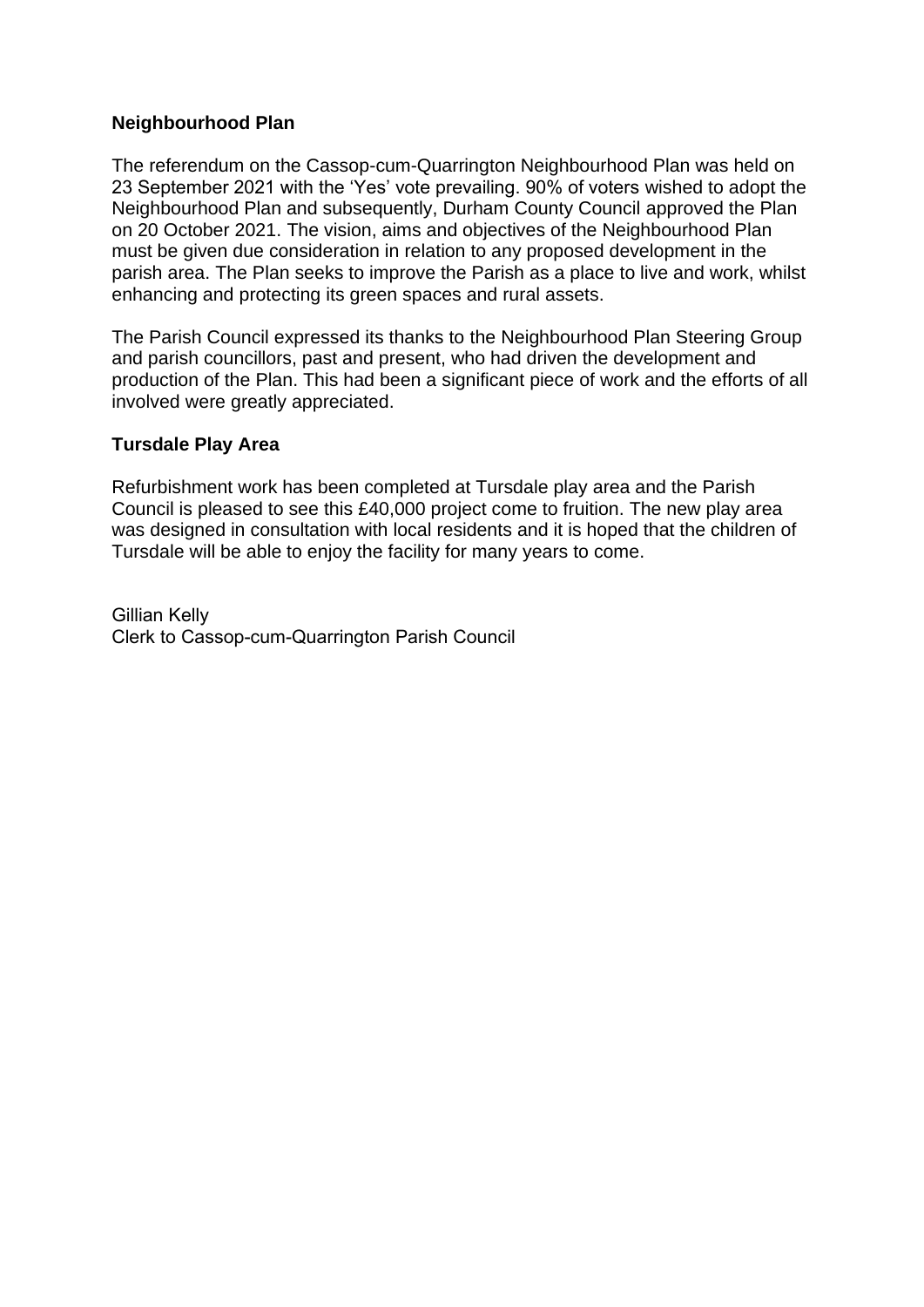### Neighbourhood Plan

The referendum on the Cassop-cum-Quarrington Neighbourhood Plan was held on 23 September 2021 with the 'Yes' vote prevailing. 90% of voters wished to adopt the Neighbourhood Plan and subsequently, Durham County Council approved the Plan on 20 October 2021. The vision, aims and objectives of the Neighbourhood Plan must be given due consideration in relation to any proposed development in the parish area. The Plan seeks to improve the Parish as a place to live and work, whilst enhancing and protecting its green spaces and rural assets.

The Parish Council expressed its thanks to the Neighbourhood Plan Steering Group and parish councillors, past and present, who had driven the development and production of the Plan. This had been a significant piece of work and the efforts of all involved were greatly appreciated.

### Tursdale Play Area

Refurbishment work has been completed at Tursdale play area and the Parish Council is pleased to see this £40,000 project come to fruition. The new play area was designed in consultation with local residents and it is hoped that the children of Tursdale will be able to enjoy the facility for many years to come.

Gillian Kelly
Clerk to Cassop-cum-Quarrington Parish Council